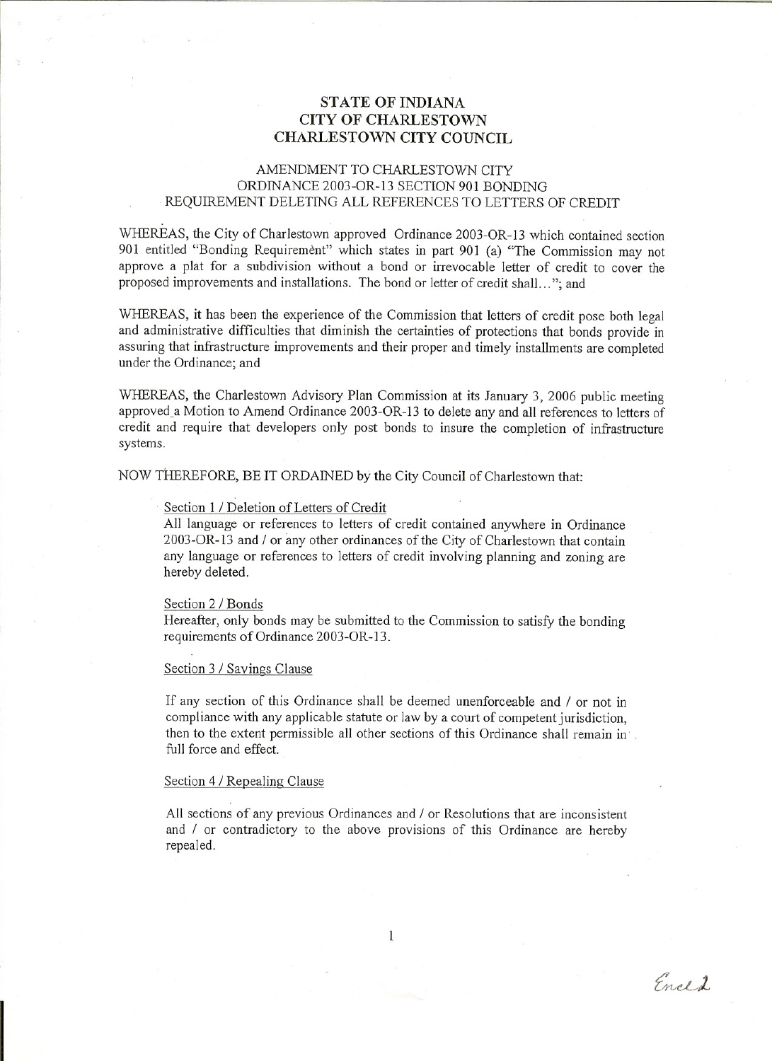# STATE OF INDIANA
# CITY OF CHARLESTOWN
# CHARLESTOWN CITY COUNCIL

## AMENDMENT TO CHARLESTOWN CITY ORDINANCE 2003-OR-13 SECTION 901 BONDING REQUIREMENT DELETING ALL REFERENCES TO LETTERS OF CREDIT

WHEREAS, the City of Charlestown approved Ordinance 2003-OR-13 which contained section 901 entitled "Bonding Requirement" which states in part 901 (a) "The Commission may not approve a plat for a subdivision without a bond or irrevocable letter of credit to cover the proposed improvements and installations. The bond or letter of credit shall…"; and

WHEREAS, it has been the experience of the Commission that letters of credit pose both legal and administrative difficulties that diminish the certainties of protections that bonds provide in assuring that infrastructure improvements and their proper and timely installments are completed under the Ordinance; and

WHEREAS, the Charlestown Advisory Plan Commission at its January 3, 2006 public meeting approved a Motion to Amend Ordinance 2003-OR-13 to delete any and all references to letters of credit and require that developers only post bonds to insure the completion of infrastructure systems.

NOW THEREFORE, BE IT ORDAINED by the City Council of Charlestown that:

Section 1 / Deletion of Letters of Credit

All language or references to letters of credit contained anywhere in Ordinance 2003-OR-13 and / or any other ordinances of the City of Charlestown that contain any language or references to letters of credit involving planning and zoning are hereby deleted.

Section 2 / Bonds

Hereafter, only bonds may be submitted to the Commission to satisfy the bonding requirements of Ordinance 2003-OR-13.

Section 3 / Savings Clause

If any section of this Ordinance shall be deemed unenforceable and / or not in compliance with any applicable statute or law by a court of competent jurisdiction, then to the extent permissible all other sections of this Ordinance shall remain in full force and effect.

Section 4 / Repealing Clause

All sections of any previous Ordinances and / or Resolutions that are inconsistent and / or contradictory to the above provisions of this Ordinance are hereby repealed.

Encl 1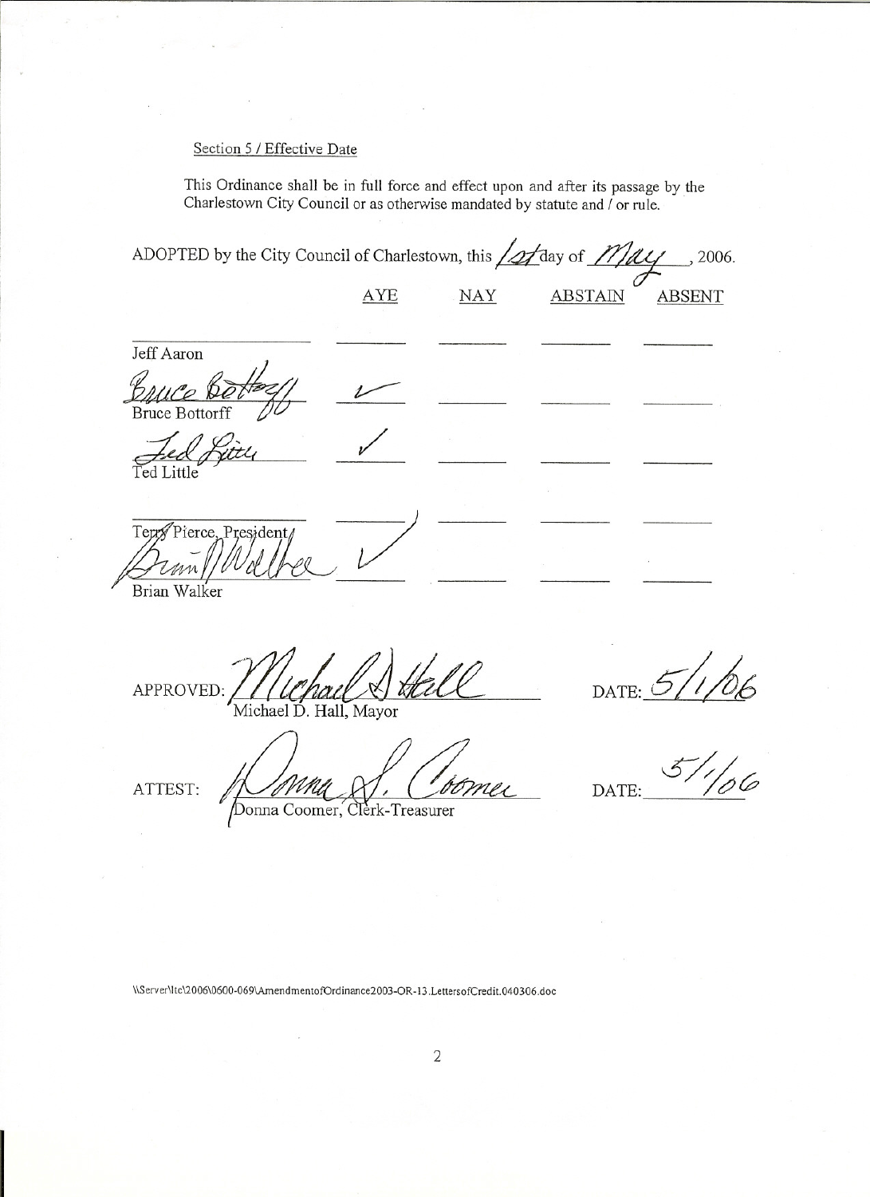Section 5 / Effective Date

This Ordinance shall be in full force and effect upon and after its passage by the Charlestown City Council or as otherwise mandated by statute and / or rule.

ADOPTED by the City Council of Charlestown, this 1st day of May, 2006.

| | AYE | NAY | ABSTAIN | ABSENT |
|---|---|---|---|---|
| Jeff Aaron | | | | |
| Bruce Bottorff | ✓ | | | |
| Ted Little | ✓ | | | |
| Terry Pierce, President | | | | |
| Brian Walker | ✓ | | | |

APPROVED: Michael D. Hall, Mayor DATE: 5/1/06

ATTEST: Donna Coomer, Clerk-Treasurer DATE: 5/1/06

\\Server\ltc\2006\0600-069\AmendmentofOrdinance2003-OR-13.LettersofCredit.040306.doc